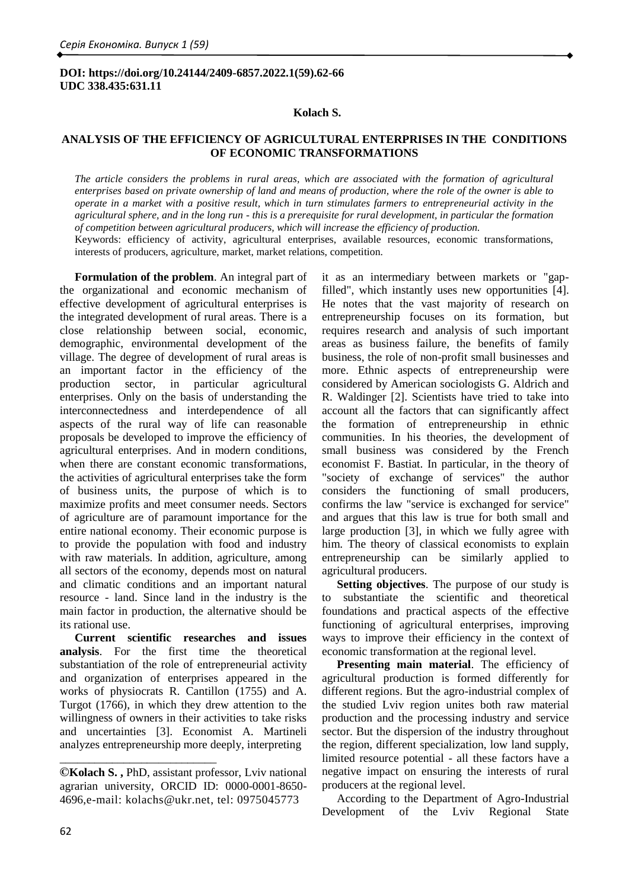**DOI: https://doi.org/10.24144/2409-6857.2022.1(59).62-66**
**UDC 338.435:631.11**

**Kolach S.**

# ANALYSIS OF THE EFFICIENCY OF AGRICULTURAL ENTERPRISES IN THE CONDITIONS OF ECONOMIC TRANSFORMATIONS

*The article considers the problems in rural areas, which are associated with the formation of agricultural enterprises based on private ownership of land and means of production, where the role of the owner is able to operate in a market with a positive result, which in turn stimulates farmers to entrepreneurial activity in the agricultural sphere, and in the long run - this is a prerequisite for rural development, in particular the formation of competition between agricultural producers, which will increase the efficiency of production.*

Keywords: efficiency of activity, agricultural enterprises, available resources, economic transformations, interests of producers, agriculture, market, market relations, competition.

**Formulation of the problem**. An integral part of the organizational and economic mechanism of effective development of agricultural enterprises is the integrated development of rural areas. There is a close relationship between social, economic, demographic, environmental development of the village. The degree of development of rural areas is an important factor in the efficiency of the production sector, in particular agricultural enterprises. Only on the basis of understanding the interconnectedness and interdependence of all aspects of the rural way of life can reasonable proposals be developed to improve the efficiency of agricultural enterprises. And in modern conditions, when there are constant economic transformations, the activities of agricultural enterprises take the form of business units, the purpose of which is to maximize profits and meet consumer needs. Sectors of agriculture are of paramount importance for the entire national economy. Their economic purpose is to provide the population with food and industry with raw materials. In addition, agriculture, among all sectors of the economy, depends most on natural and climatic conditions and an important natural resource - land. Since land in the industry is the main factor in production, the alternative should be its rational use.

**Current scientific researches and issues analysis**. For the first time the theoretical substantiation of the role of entrepreneurial activity and organization of enterprises appeared in the works of physiocrats R. Cantillon (1755) and A. Turgot (1766), in which they drew attention to the willingness of owners in their activities to take risks and uncertainties [3]. Economist A. Martineli analyzes entrepreneurship more deeply, interpreting it as an intermediary between markets or "gap-filled", which instantly uses new opportunities [4]. He notes that the vast majority of research on entrepreneurship focuses on its formation, but requires research and analysis of such important areas as business failure, the benefits of family business, the role of non-profit small businesses and more. Ethnic aspects of entrepreneurship were considered by American sociologists G. Aldrich and R. Waldinger [2]. Scientists have tried to take into account all the factors that can significantly affect the formation of entrepreneurship in ethnic communities. In his theories, the development of small business was considered by the French economist F. Bastiat. In particular, in the theory of "society of exchange of services" the author considers the functioning of small producers, confirms the law "service is exchanged for service" and argues that this law is true for both small and large production [3], in which we fully agree with him. The theory of classical economists to explain entrepreneurship can be similarly applied to agricultural producers.

**Setting objectives**. The purpose of our study is to substantiate the scientific and theoretical foundations and practical aspects of the effective functioning of agricultural enterprises, improving ways to improve their efficiency in the context of economic transformation at the regional level.

**Presenting main material**. The efficiency of agricultural production is formed differently for different regions. But the agro-industrial complex of the studied Lviv region unites both raw material production and the processing industry and service sector. But the dispersion of the industry throughout the region, different specialization, low land supply, limited resource potential - all these factors have a negative impact on ensuring the interests of rural producers at the regional level.

According to the Department of Agro-Industrial Development of the Lviv Regional State

---

**©Kolach S. ,** PhD, assistant professor, Lviv national agrarian university, ORCID ID: 0000-0001-8650-4696,e-mail: kolachs@ukr.net, tel: 0975045773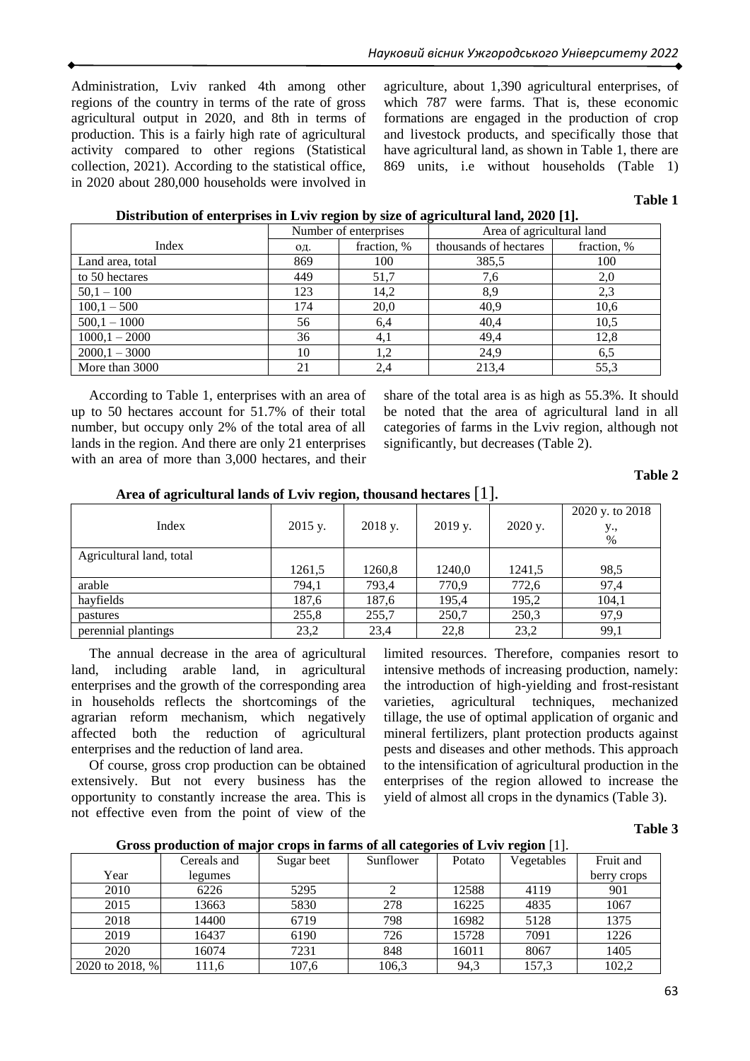Administration, Lviv ranked 4th among other regions of the country in terms of the rate of gross agricultural output in 2020, and 8th in terms of production. This is a fairly high rate of agricultural activity compared to other regions (Statistical collection, 2021). According to the statistical office, in 2020 about 280,000 households were involved in agriculture, about 1,390 agricultural enterprises, of which 787 were farms. That is, these economic formations are engaged in the production of crop and livestock products, and specifically those that have agricultural land, as shown in Table 1, there are 869 units, i.e without households (Table 1)

**Table 1**

**Distribution of enterprises in Lviv region by size of agricultural land, 2020 [1].**

| Index | Number of enterprises | | Area of agricultural land | |
|---|---|---|---|---|
| | од. | fraction, % | thousands of hectares | fraction, % |
| Land area, total | 869 | 100 | 385,5 | 100 |
| to 50 hectares | 449 | 51,7 | 7,6 | 2,0 |
| 50,1 – 100 | 123 | 14,2 | 8,9 | 2,3 |
| 100,1 – 500 | 174 | 20,0 | 40,9 | 10,6 |
| 500,1 – 1000 | 56 | 6,4 | 40,4 | 10,5 |
| 1000,1 – 2000 | 36 | 4,1 | 49,4 | 12,8 |
| 2000,1 – 3000 | 10 | 1,2 | 24,9 | 6,5 |
| More than 3000 | 21 | 2,4 | 213,4 | 55,3 |

According to Table 1, enterprises with an area of up to 50 hectares account for 51.7% of their total number, but occupy only 2% of the total area of all lands in the region. And there are only 21 enterprises with an area of more than 3,000 hectares, and their share of the total area is as high as 55.3%. It should be noted that the area of agricultural land in all categories of farms in the Lviv region, although not significantly, but decreases (Table 2).

**Table 2**

**Area of agricultural lands of Lviv region, thousand hectares [1].**

| Index | 2015 y. | 2018 y. | 2019 y. | 2020 y. | 2020 y. to 2018 y., % |
|---|---|---|---|---|---|
| Agricultural land, total | 1261,5 | 1260,8 | 1240,0 | 1241,5 | 98,5 |
| arable | 794,1 | 793,4 | 770,9 | 772,6 | 97,4 |
| hayfields | 187,6 | 187,6 | 195,4 | 195,2 | 104,1 |
| pastures | 255,8 | 255,7 | 250,7 | 250,3 | 97,9 |
| perennial plantings | 23,2 | 23,4 | 22,8 | 23,2 | 99,1 |

The annual decrease in the area of agricultural land, including arable land, in agricultural enterprises and the growth of the corresponding area in households reflects the shortcomings of the agrarian reform mechanism, which negatively affected both the reduction of agricultural enterprises and the reduction of land area.

Of course, gross crop production can be obtained extensively. But not every business has the opportunity to constantly increase the area. This is not effective even from the point of view of the limited resources. Therefore, companies resort to intensive methods of increasing production, namely: the introduction of high-yielding and frost-resistant varieties, agricultural techniques, mechanized tillage, the use of optimal application of organic and mineral fertilizers, plant protection products against pests and diseases and other methods. This approach to the intensification of agricultural production in the enterprises of the region allowed to increase the yield of almost all crops in the dynamics (Table 3).

**Table 3**

**Gross production of major crops in farms of all categories of Lviv region** [1].

| Year | Cereals and legumes | Sugar beet | Sunflower | Potato | Vegetables | Fruit and berry crops |
|---|---|---|---|---|---|---|
| 2010 | 6226 | 5295 | 2 | 12588 | 4119 | 901 |
| 2015 | 13663 | 5830 | 278 | 16225 | 4835 | 1067 |
| 2018 | 14400 | 6719 | 798 | 16982 | 5128 | 1375 |
| 2019 | 16437 | 6190 | 726 | 15728 | 7091 | 1226 |
| 2020 | 16074 | 7231 | 848 | 16011 | 8067 | 1405 |
| 2020 to 2018, % | 111,6 | 107,6 | 106,3 | 94,3 | 157,3 | 102,2 |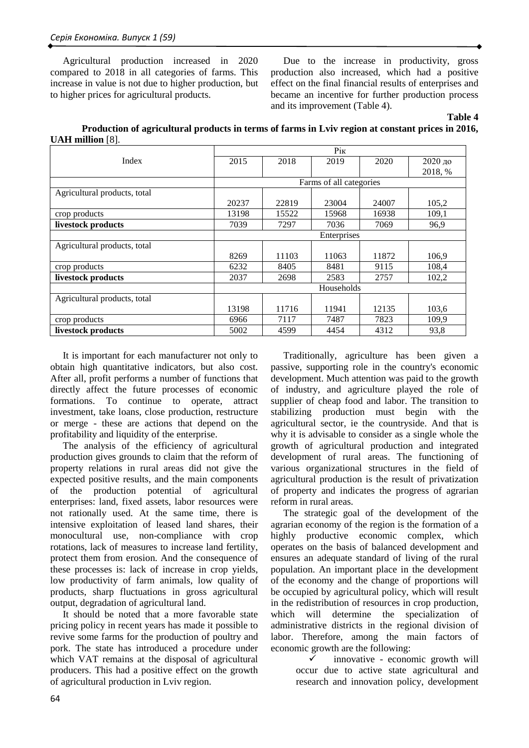Agricultural production increased in 2020 compared to 2018 in all categories of farms. This increase in value is not due to higher production, but to higher prices for agricultural products.

Due to the increase in productivity, gross production also increased, which had a positive effect on the final financial results of enterprises and became an incentive for further production process and its improvement (Table 4).

**Table 4**

**Production of agricultural products in terms of farms in Lviv region at constant prices in 2016, UAH million** [8].

| Index | Рік | | | | |
|---|---|---|---|---|---|
| | 2015 | 2018 | 2019 | 2020 | 2020 до 2018, % |
| | Farms of all categories | | | | |
| Agricultural products, total | 20237 | 22819 | 23004 | 24007 | 105,2 |
| crop products | 13198 | 15522 | 15968 | 16938 | 109,1 |
| **livestock products** | 7039 | 7297 | 7036 | 7069 | 96,9 |
| | Enterprises | | | | |
| Agricultural products, total | 8269 | 11103 | 11063 | 11872 | 106,9 |
| crop products | 6232 | 8405 | 8481 | 9115 | 108,4 |
| **livestock products** | 2037 | 2698 | 2583 | 2757 | 102,2 |
| | Households | | | | |
| Agricultural products, total | 13198 | 11716 | 11941 | 12135 | 103,6 |
| crop products | 6966 | 7117 | 7487 | 7823 | 109,9 |
| **livestock products** | 5002 | 4599 | 4454 | 4312 | 93,8 |

It is important for each manufacturer not only to obtain high quantitative indicators, but also cost. After all, profit performs a number of functions that directly affect the future processes of economic formations. To continue to operate, attract investment, take loans, close production, restructure or merge - these are actions that depend on the profitability and liquidity of the enterprise.

The analysis of the efficiency of agricultural production gives grounds to claim that the reform of property relations in rural areas did not give the expected positive results, and the main components of the production potential of agricultural enterprises: land, fixed assets, labor resources were not rationally used. At the same time, there is intensive exploitation of leased land shares, their monocultural use, non-compliance with crop rotations, lack of measures to increase land fertility, protect them from erosion. And the consequence of these processes is: lack of increase in crop yields, low productivity of farm animals, low quality of products, sharp fluctuations in gross agricultural output, degradation of agricultural land.

It should be noted that a more favorable state pricing policy in recent years has made it possible to revive some farms for the production of poultry and pork. The state has introduced a procedure under which VAT remains at the disposal of agricultural producers. This had a positive effect on the growth of agricultural production in Lviv region.

Traditionally, agriculture has been given a passive, supporting role in the country's economic development. Much attention was paid to the growth of industry, and agriculture played the role of supplier of cheap food and labor. The transition to stabilizing production must begin with the agricultural sector, ie the countryside. And that is why it is advisable to consider as a single whole the growth of agricultural production and integrated development of rural areas. The functioning of various organizational structures in the field of agricultural production is the result of privatization of property and indicates the progress of agrarian reform in rural areas.

The strategic goal of the development of the agrarian economy of the region is the formation of a highly productive economic complex, which operates on the basis of balanced development and ensures an adequate standard of living of the rural population. An important place in the development of the economy and the change of proportions will be occupied by agricultural policy, which will result in the redistribution of resources in crop production, which will determine the specialization of administrative districts in the regional division of labor. Therefore, among the main factors of economic growth are the following:

- ✓ innovative - economic growth will occur due to active state agricultural and research and innovation policy, development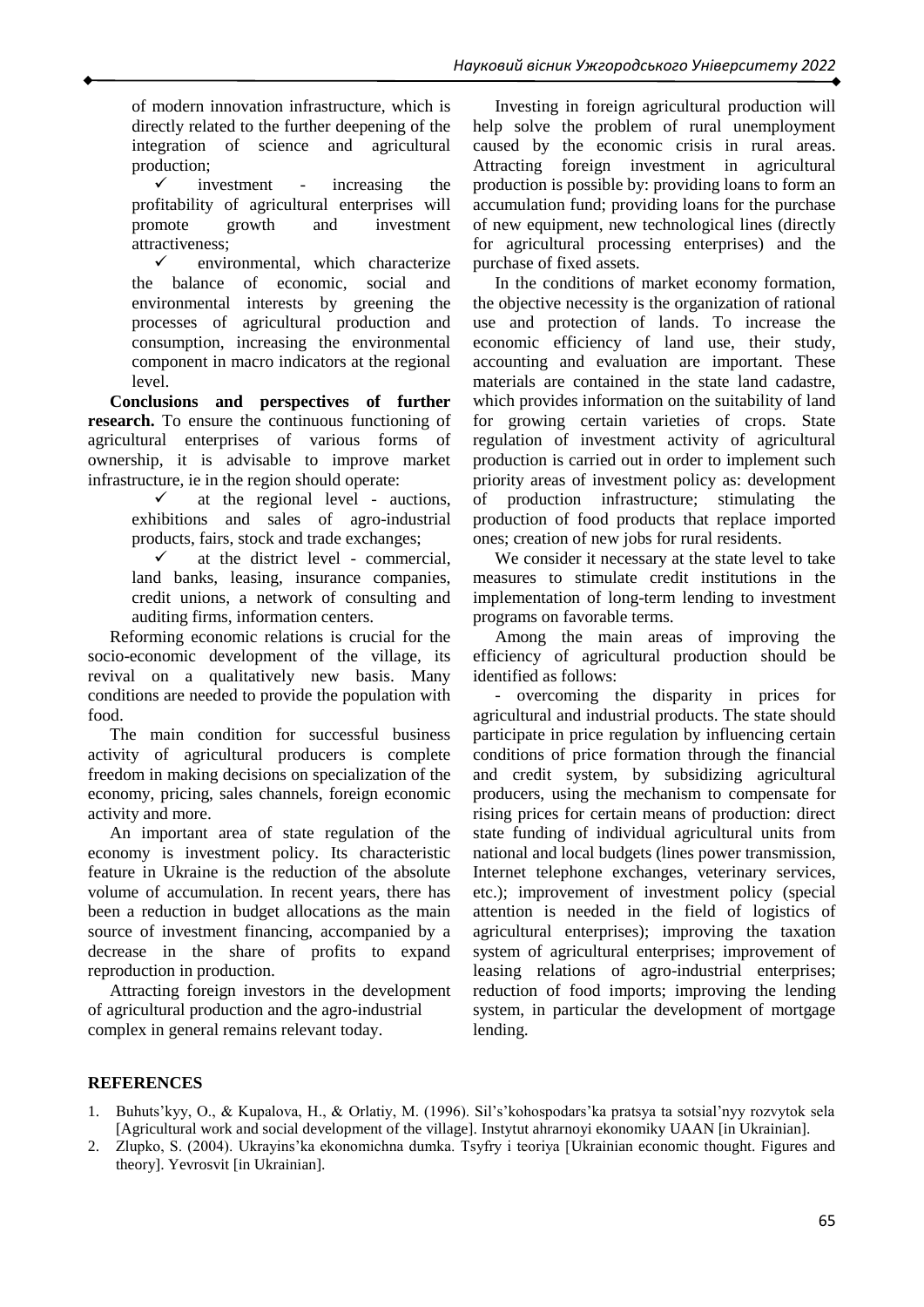of modern innovation infrastructure, which is directly related to the further deepening of the integration of science and agricultural production;

- ✓ investment - increasing the profitability of agricultural enterprises will promote growth and investment attractiveness;
- ✓ environmental, which characterize the balance of economic, social and environmental interests by greening the processes of agricultural production and consumption, increasing the environmental component in macro indicators at the regional level.

**Conclusions and perspectives of further research.** To ensure the continuous functioning of agricultural enterprises of various forms of ownership, it is advisable to improve market infrastructure, ie in the region should operate:

- ✓ at the regional level - auctions, exhibitions and sales of agro-industrial products, fairs, stock and trade exchanges;
- ✓ at the district level - commercial, land banks, leasing, insurance companies, credit unions, a network of consulting and auditing firms, information centers.

Reforming economic relations is crucial for the socio-economic development of the village, its revival on a qualitatively new basis. Many conditions are needed to provide the population with food.

The main condition for successful business activity of agricultural producers is complete freedom in making decisions on specialization of the economy, pricing, sales channels, foreign economic activity and more.

An important area of state regulation of the economy is investment policy. Its characteristic feature in Ukraine is the reduction of the absolute volume of accumulation. In recent years, there has been a reduction in budget allocations as the main source of investment financing, accompanied by a decrease in the share of profits to expand reproduction in production.

Attracting foreign investors in the development of agricultural production and the agro-industrial complex in general remains relevant today.

Investing in foreign agricultural production will help solve the problem of rural unemployment caused by the economic crisis in rural areas. Attracting foreign investment in agricultural production is possible by: providing loans to form an accumulation fund; providing loans for the purchase of new equipment, new technological lines (directly for agricultural processing enterprises) and the purchase of fixed assets.

In the conditions of market economy formation, the objective necessity is the organization of rational use and protection of lands. To increase the economic efficiency of land use, their study, accounting and evaluation are important. These materials are contained in the state land cadastre, which provides information on the suitability of land for growing certain varieties of crops. State regulation of investment activity of agricultural production is carried out in order to implement such priority areas of investment policy as: development of production infrastructure; stimulating the production of food products that replace imported ones; creation of new jobs for rural residents.

We consider it necessary at the state level to take measures to stimulate credit institutions in the implementation of long-term lending to investment programs on favorable terms.

Among the main areas of improving the efficiency of agricultural production should be identified as follows:

- overcoming the disparity in prices for agricultural and industrial products. The state should participate in price regulation by influencing certain conditions of price formation through the financial and credit system, by subsidizing agricultural producers, using the mechanism to compensate for rising prices for certain means of production: direct state funding of individual agricultural units from national and local budgets (lines power transmission, Internet telephone exchanges, veterinary services, etc.); improvement of investment policy (special attention is needed in the field of logistics of agricultural enterprises); improving the taxation system of agricultural enterprises; improvement of leasing relations of agro-industrial enterprises; reduction of food imports; improving the lending system, in particular the development of mortgage lending.

## REFERENCES

1. Buhuts'kyy, O., & Kupalova, H., & Orlatiy, M. (1996). Sil's'kohospodars'ka pratsya ta sotsial'nyy rozvytok sela [Agricultural work and social development of the village]. Instytut ahrarnoyi ekonomiky UAAN [in Ukrainian].
2. Zlupko, S. (2004). Ukrayins'ka ekonomichna dumka. Tsyfry i teoriya [Ukrainian economic thought. Figures and theory]. Yevrosvit [in Ukrainian].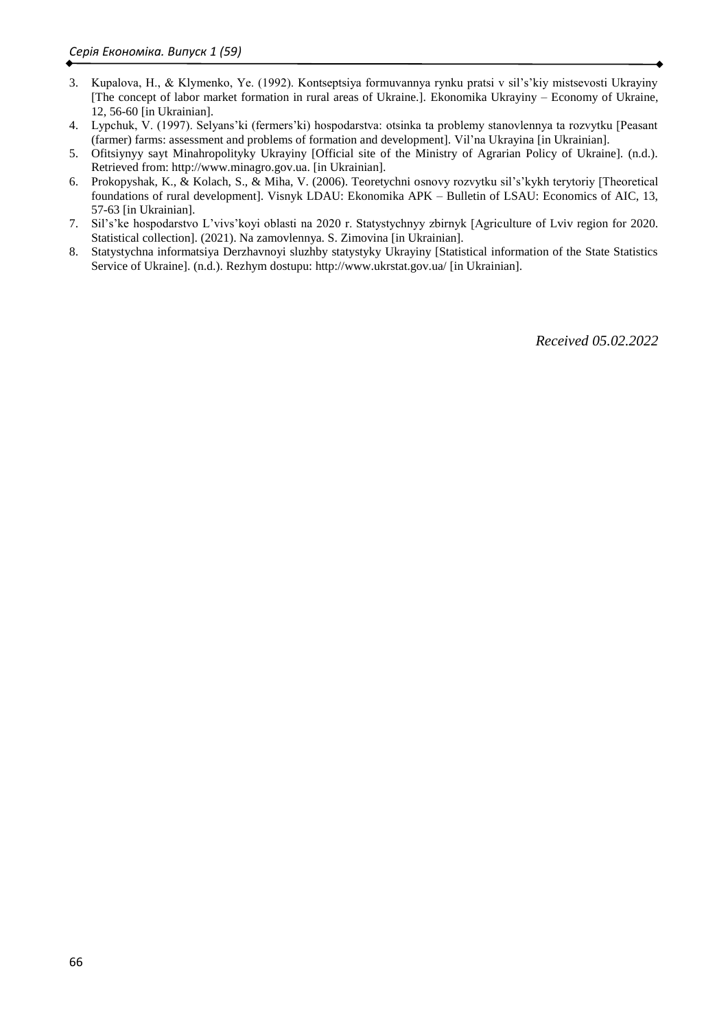3. Kupalova, H., & Klymenko, Ye. (1992). Kontseptsiya formuvannya rynku pratsi v sil's'kiy mistsevosti Ukrayiny [The concept of labor market formation in rural areas of Ukraine.]. Ekonomika Ukrayiny – Economy of Ukraine, 12, 56-60 [in Ukrainian].
4. Lypchuk, V. (1997). Selyans'ki (fermers'ki) hospodarstva: otsinka ta problemy stanovlennya ta rozvytku [Peasant (farmer) farms: assessment and problems of formation and development]. Vil'na Ukrayina [in Ukrainian].
5. Ofitsiynyy sayt Minahropolityky Ukrayiny [Official site of the Ministry of Agrarian Policy of Ukraine]. (n.d.). Retrieved from: http://www.minagro.gov.ua. [in Ukrainian].
6. Prokopyshak, K., Kolach, S., & Miha, V. (2006). Teoretychni osnovy rozvytku sil's'kykh terytoriy [Theoretical foundations of rural development]. Visnyk LDAU: Ekonomika APK – Bulletin of LSAU: Economics of AIC, 13, 57-63 [in Ukrainian].
7. Sil's'ke hospodarstvo L'vivs'koyi oblasti na 2020 r. Statystychnyy zbirnyk [Agriculture of Lviv region for 2020. Statistical collection]. (2021). Na zamovlennya. S. Zimovina [in Ukrainian].
8. Statystychna informatsiya Derzhavnoyi sluzhby statystyky Ukrayiny [Statistical information of the State Statistics Service of Ukraine]. (n.d.). Rezhym dostupu: http://www.ukrstat.gov.ua/ [in Ukrainian].

*Received 05.02.2022*